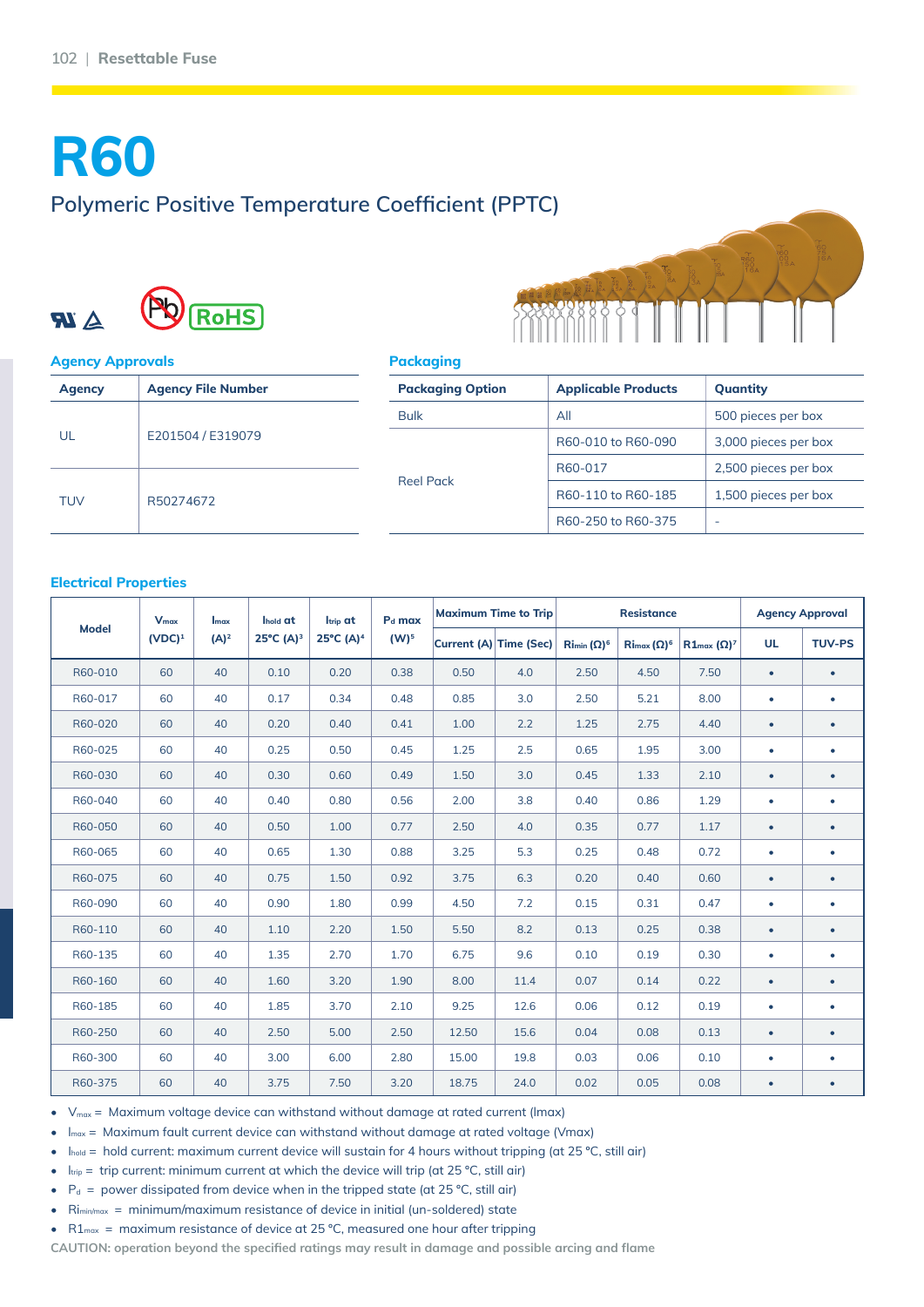# R60

## Polymeric Positive Temperature Coefficient (PPTC)

### Agency Approvals

| Agency | Agency File Number |
|---|---|
| UL | E201504 / E319079 |
| TUV | R50274672 |

### Packaging

| Packaging Option | Applicable Products | Quantity |
|---|---|---|
| Bulk | All | 500 pieces per box |
| Reel Pack | R60-010 to R60-090 | 3,000 pieces per box |
| | R60-017 | 2,500 pieces per box |
| | R60-110 to R60-185 | 1,500 pieces per box |
| | R60-250 to R60-375 | - |

### Electrical Properties

| Model | $V_{max}$ (VDC)[1] | $I_{max}$ (A)[2] | $I_{hold}$ at 25°C (A)[3] | $I_{trip}$ at 25°C (A)[4] | $P_d$ max (W)[5] | Maximum Time to Trip | | Resistance | | | Agency Approval | |
|---|---|---|---|---|---|---|---|---|---|---|---|---|
| | | | | | | Current (A) | Time (Sec) | $Ri_{min}$ (Ω)[6] | $Ri_{max}$ (Ω)[6] | $R1_{max}$ (Ω)[7] | UL | TUV-PS |
| R60-010 | 60 | 40 | 0.10 | 0.20 | 0.38 | 0.50 | 4.0 | 2.50 | 4.50 | 7.50 | • | • |
| R60-017 | 60 | 40 | 0.17 | 0.34 | 0.48 | 0.85 | 3.0 | 2.50 | 5.21 | 8.00 | • | • |
| R60-020 | 60 | 40 | 0.20 | 0.40 | 0.41 | 1.00 | 2.2 | 1.25 | 2.75 | 4.40 | • | • |
| R60-025 | 60 | 40 | 0.25 | 0.50 | 0.45 | 1.25 | 2.5 | 0.65 | 1.95 | 3.00 | • | • |
| R60-030 | 60 | 40 | 0.30 | 0.60 | 0.49 | 1.50 | 3.0 | 0.45 | 1.33 | 2.10 | • | • |
| R60-040 | 60 | 40 | 0.40 | 0.80 | 0.56 | 2.00 | 3.8 | 0.40 | 0.86 | 1.29 | • | • |
| R60-050 | 60 | 40 | 0.50 | 1.00 | 0.77 | 2.50 | 4.0 | 0.35 | 0.77 | 1.17 | • | • |
| R60-065 | 60 | 40 | 0.65 | 1.30 | 0.88 | 3.25 | 5.3 | 0.25 | 0.48 | 0.72 | • | • |
| R60-075 | 60 | 40 | 0.75 | 1.50 | 0.92 | 3.75 | 6.3 | 0.20 | 0.40 | 0.60 | • | • |
| R60-090 | 60 | 40 | 0.90 | 1.80 | 0.99 | 4.50 | 7.2 | 0.15 | 0.31 | 0.47 | • | • |
| R60-110 | 60 | 40 | 1.10 | 2.20 | 1.50 | 5.50 | 8.2 | 0.13 | 0.25 | 0.38 | • | • |
| R60-135 | 60 | 40 | 1.35 | 2.70 | 1.70 | 6.75 | 9.6 | 0.10 | 0.19 | 0.30 | • | • |
| R60-160 | 60 | 40 | 1.60 | 3.20 | 1.90 | 8.00 | 11.4 | 0.07 | 0.14 | 0.22 | • | • |
| R60-185 | 60 | 40 | 1.85 | 3.70 | 2.10 | 9.25 | 12.6 | 0.06 | 0.12 | 0.19 | • | • |
| R60-250 | 60 | 40 | 2.50 | 5.00 | 2.50 | 12.50 | 15.6 | 0.04 | 0.08 | 0.13 | • | • |
| R60-300 | 60 | 40 | 3.00 | 6.00 | 2.80 | 15.00 | 19.8 | 0.03 | 0.06 | 0.10 | • | • |
| R60-375 | 60 | 40 | 3.75 | 7.50 | 3.20 | 18.75 | 24.0 | 0.02 | 0.05 | 0.08 | • | • |

- $V_{max}$ = Maximum voltage device can withstand without damage at rated current (Imax)
- $I_{max}$ = Maximum fault current device can withstand without damage at rated voltage (Vmax)
- $I_{hold}$ = hold current: maximum current device will sustain for 4 hours without tripping (at 25 °C, still air)
- $I_{trip}$ = trip current: minimum current at which the device will trip (at 25 °C, still air)
- $P_d$ = power dissipated from device when in the tripped state (at 25 °C, still air)
- $Ri_{min/max}$ = minimum/maximum resistance of device in initial (un-soldered) state
- $R1_{max}$ = maximum resistance of device at 25 °C, measured one hour after tripping

**CAUTION: operation beyond the specified ratings may result in damage and possible arcing and flame**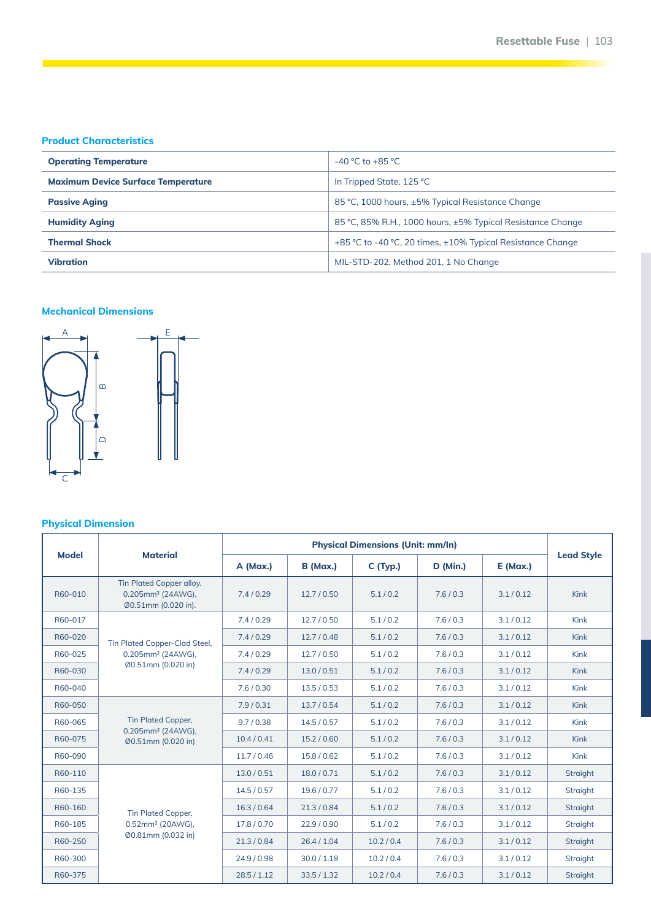## Product Characteristics

| | |
|---|---|
| **Operating Temperature** | -40 °C to +85 °C |
| **Maximum Device Surface Temperature** | In Tripped State, 125 °C |
| **Passive Aging** | 85 °C, 1000 hours, ±5% Typical Resistance Change |
| **Humidity Aging** | 85 °C, 85% R.H., 1000 hours, ±5% Typical Resistance Change |
| **Thermal Shock** | +85 °C to -40 °C, 20 times, ±10% Typical Resistance Change |
| **Vibration** | MIL-STD-202, Method 201, 1 No Change |

## Mechanical Dimensions

A
E
B
D
C

## Physical Dimension

| Model | Material | Physical Dimensions (Unit: mm/In) | | | | | Lead Style |
|---|---|---|---|---|---|---|---|
| | | A (Max.) | B (Max.) | C (Typ.) | D (Min.) | E (Max.) | |
| R60-010 | Tin Plated Copper alloy, 0.205mm² (24AWG), Ø0.51mm (0.020 in). | 7.4 / 0.29 | 12.7 / 0.50 | 5.1 / 0.2 | 7.6 / 0.3 | 3.1 / 0.12 | Kink |
| R60-017 | Tin Plated Copper-Clad Steel, 0.205mm² (24AWG), Ø0.51mm (0.020 in) | 7.4 / 0.29 | 12.7 / 0.50 | 5.1 / 0.2 | 7.6 / 0.3 | 3.1 / 0.12 | Kink |
| R60-020 | | 7.4 / 0.29 | 12.7 / 0.48 | 5.1 / 0.2 | 7.6 / 0.3 | 3.1 / 0.12 | Kink |
| R60-025 | | 7.4 / 0.29 | 12.7 / 0.50 | 5.1 / 0.2 | 7.6 / 0.3 | 3.1 / 0.12 | Kink |
| R60-030 | | 7.4 / 0.29 | 13.0 / 0.51 | 5.1 / 0.2 | 7.6 / 0.3 | 3.1 / 0.12 | Kink |
| R60-040 | | 7.6 / 0.30 | 13.5 / 0.53 | 5.1 / 0.2 | 7.6 / 0.3 | 3.1 / 0.12 | Kink |
| R60-050 | Tin Plated Copper, 0.205mm² (24AWG), Ø0.51mm (0.020 in) | 7.9 / 0.31 | 13.7 / 0.54 | 5.1 / 0.2 | 7.6 / 0.3 | 3.1 / 0.12 | Kink |
| R60-065 | | 9.7 / 0.38 | 14.5 / 0.57 | 5.1 / 0.2 | 7.6 / 0.3 | 3.1 / 0.12 | Kink |
| R60-075 | | 10.4 / 0.41 | 15.2 / 0.60 | 5.1 / 0.2 | 7.6 / 0.3 | 3.1 / 0.12 | Kink |
| R60-090 | | 11.7 / 0.46 | 15.8 / 0.62 | 5.1 / 0.2 | 7.6 / 0.3 | 3.1 / 0.12 | Kink |
| R60-110 | Tin Plated Copper, 0.52mm² (20AWG), Ø0.81mm (0.032 in) | 13.0 / 0.51 | 18.0 / 0.71 | 5.1 / 0.2 | 7.6 / 0.3 | 3.1 / 0.12 | Straight |
| R60-135 | | 14.5 / 0.57 | 19.6 / 0.77 | 5.1 / 0.2 | 7.6 / 0.3 | 3.1 / 0.12 | Straight |
| R60-160 | | 16.3 / 0.64 | 21.3 / 0.84 | 5.1 / 0.2 | 7.6 / 0.3 | 3.1 / 0.12 | Straight |
| R60-185 | | 17.8 / 0.70 | 22.9 / 0.90 | 5.1 / 0.2 | 7.6 / 0.3 | 3.1 / 0.12 | Straight |
| R60-250 | | 21.3 / 0.84 | 26.4 / 1.04 | 10.2 / 0.4 | 7.6 / 0.3 | 3.1 / 0.12 | Straight |
| R60-300 | | 24.9 / 0.98 | 30.0 / 1.18 | 10.2 / 0.4 | 7.6 / 0.3 | 3.1 / 0.12 | Straight |
| R60-375 | | 28.5 / 1.12 | 33.5 / 1.32 | 10.2 / 0.4 | 7.6 / 0.3 | 3.1 / 0.12 | Straight |